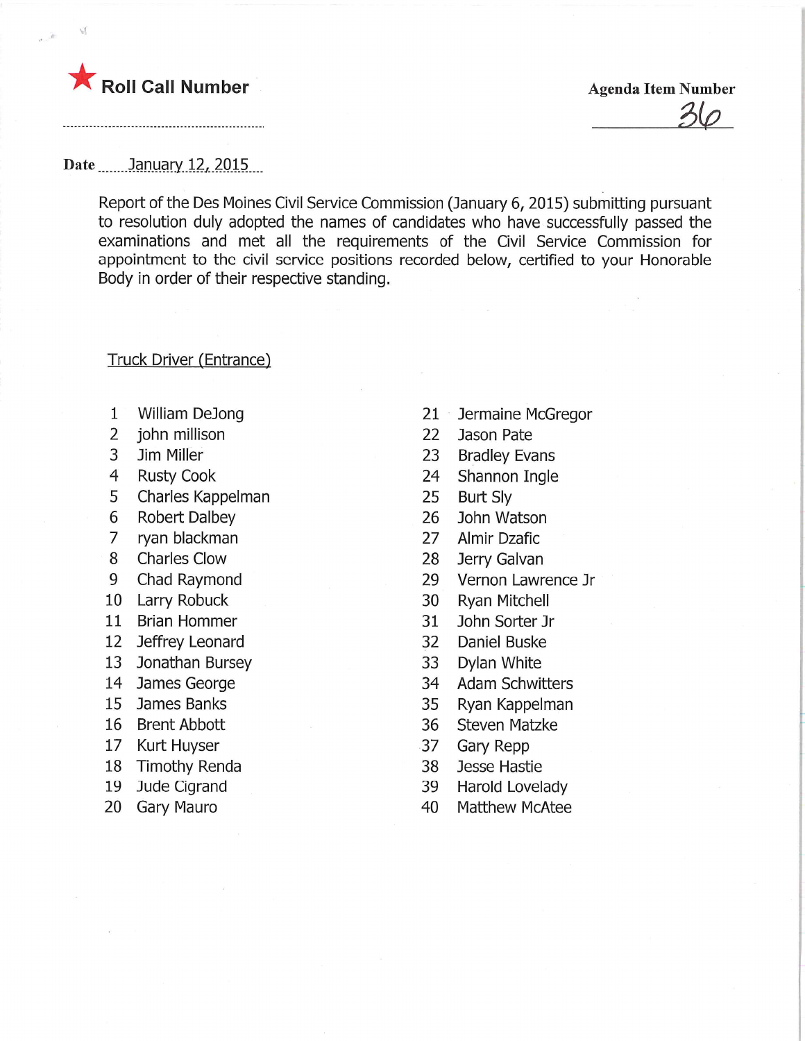**Roll Call Number**

**Agenda Item Number** 36

Date January 12, 2015

Report of the Des Moines Civil Service Commission (January 6, 2015) submitting pursuant to resolution duly adopted the names of candidates who have successfully passed the examinations and met all the requirements of the Civil Service Commission for appointment to the civil service positions recorded below, certified to your Honorable Body in order of their respective standing.

Truck Driver (Entrance)

1. William DeJong
2. john millison
3. Jim Miller
4. Rusty Cook
5. Charles Kappelman
6. Robert Dalbey
7. ryan blackman
8. Charles Clow
9. Chad Raymond
10. Larry Robuck
11. Brian Hommer
12. Jeffrey Leonard
13. Jonathan Bursey
14. James George
15. James Banks
16. Brent Abbott
17. Kurt Huyser
18. Timothy Renda
19. Jude Cigrand
20. Gary Mauro
21. Jermaine McGregor
22. Jason Pate
23. Bradley Evans
24. Shannon Ingle
25. Burt Sly
26. John Watson
27. Almir Dzafic
28. Jerry Galvan
29. Vernon Lawrence Jr
30. Ryan Mitchell
31. John Sorter Jr
32. Daniel Buske
33. Dylan White
34. Adam Schwitters
35. Ryan Kappelman
36. Steven Matzke
37. Gary Repp
38. Jesse Hastie
39. Harold Lovelady
40. Matthew McAtee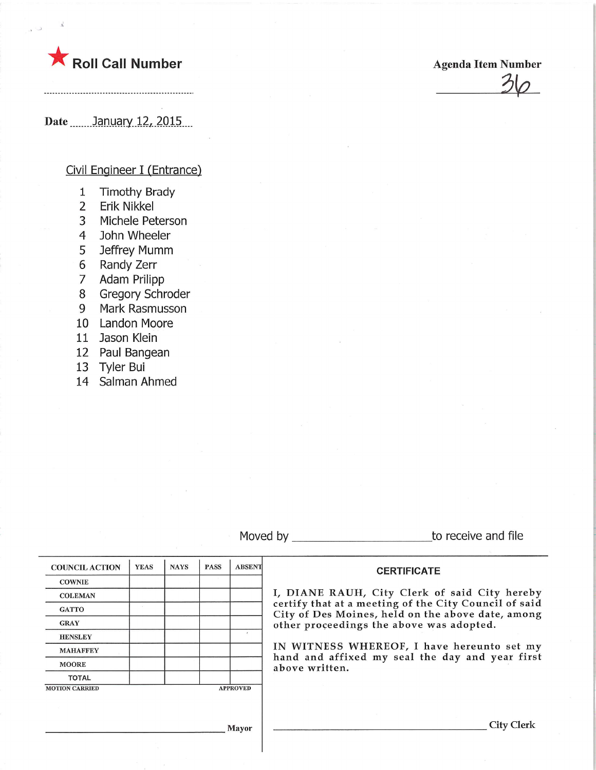★ **Roll Call Number**

---

**Agenda Item Number** 36

**Date** January 12, 2015

Civil Engineer I (Entrance)

1. Timothy Brady
2. Erik Nikkel
3. Michele Peterson
4. John Wheeler
5. Jeffrey Mumm
6. Randy Zerr
7. Adam Prilipp
8. Gregory Schroder
9. Mark Rasmusson
10. Landon Moore
11. Jason Klein
12. Paul Bangean
13. Tyler Bui
14. Salman Ahmed

Moved by ______________________ to receive and file

| COUNCIL ACTION | YEAS | NAYS | PASS | ABSENT |
|---|---|---|---|---|
| COWNIE | | | | |
| COLEMAN | | | | |
| GATTO | | | | |
| GRAY | | | | |
| HENSLEY | | | | |
| MAHAFFEY | | | | |
| MOORE | | | | |
| TOTAL | | | | |

MOTION CARRIED APPROVED

______________________________ Mayor

**CERTIFICATE**

I, DIANE RAUH, City Clerk of said City hereby certify that at a meeting of the City Council of said City of Des Moines, held on the above date, among other proceedings the above was adopted.

IN WITNESS WHEREOF, I have hereunto set my hand and affixed my seal the day and year first above written.

______________________________ City Clerk